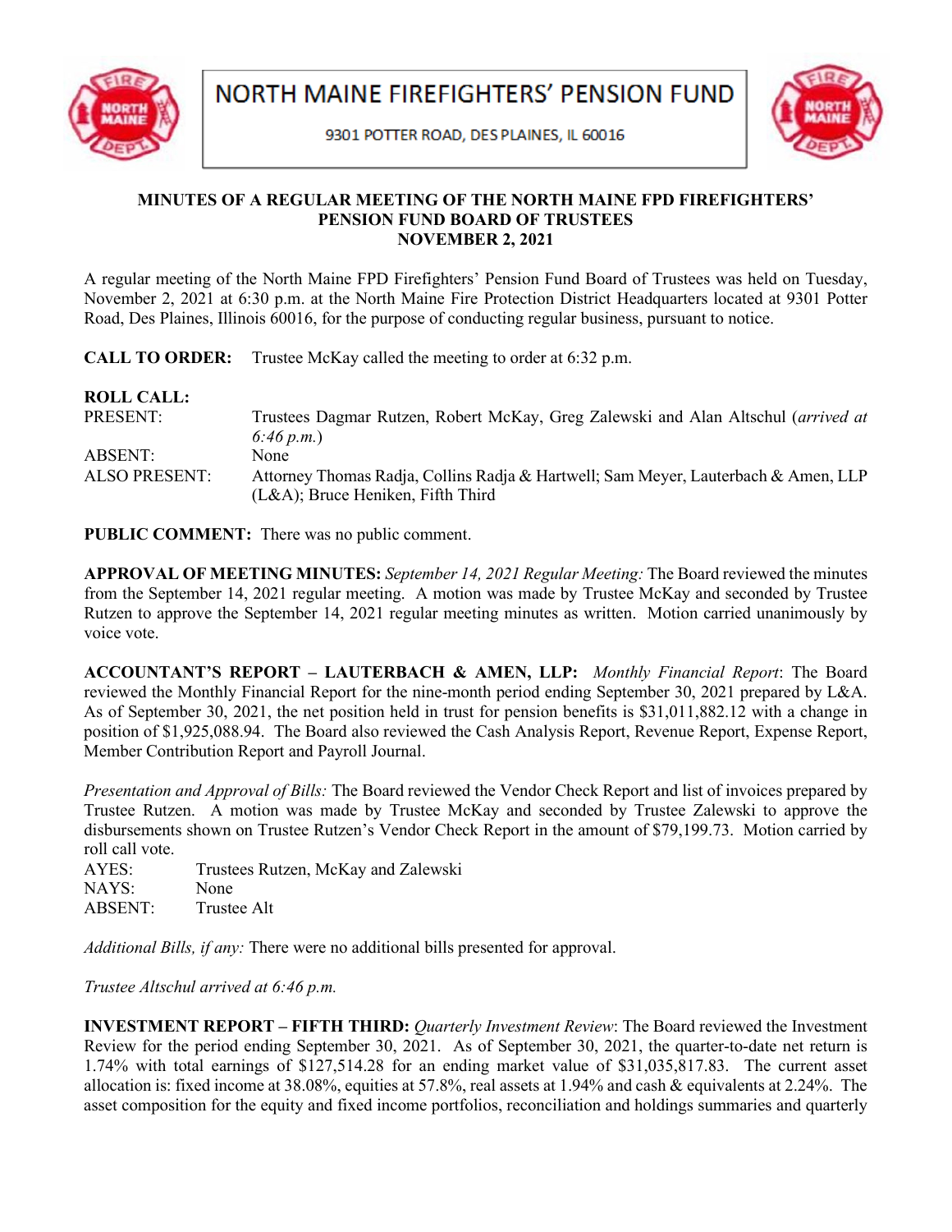# NORTH MAINE FIREFIGHTERS' PENSION FUND

9301 POTTER ROAD, DES PLAINES, IL 60016

**MINUTES OF A REGULAR MEETING OF THE NORTH MAINE FPD FIREFIGHTERS' PENSION FUND BOARD OF TRUSTEES NOVEMBER 2, 2021**

A regular meeting of the North Maine FPD Firefighters' Pension Fund Board of Trustees was held on Tuesday, November 2, 2021 at 6:30 p.m. at the North Maine Fire Protection District Headquarters located at 9301 Potter Road, Des Plaines, Illinois 60016, for the purpose of conducting regular business, pursuant to notice.

**CALL TO ORDER:** Trustee McKay called the meeting to order at 6:32 p.m.

**ROLL CALL:**

PRESENT: Trustees Dagmar Rutzen, Robert McKay, Greg Zalewski and Alan Altschul (*arrived at 6:46 p.m.*)

ABSENT: None

ALSO PRESENT: Attorney Thomas Radja, Collins Radja & Hartwell; Sam Meyer, Lauterbach & Amen, LLP (L&A); Bruce Heniken, Fifth Third

**PUBLIC COMMENT:** There was no public comment.

**APPROVAL OF MEETING MINUTES:** *September 14, 2021 Regular Meeting:* The Board reviewed the minutes from the September 14, 2021 regular meeting. A motion was made by Trustee McKay and seconded by Trustee Rutzen to approve the September 14, 2021 regular meeting minutes as written. Motion carried unanimously by voice vote.

**ACCOUNTANT'S REPORT – LAUTERBACH & AMEN, LLP:** *Monthly Financial Report*: The Board reviewed the Monthly Financial Report for the nine-month period ending September 30, 2021 prepared by L&A. As of September 30, 2021, the net position held in trust for pension benefits is $31,011,882.12 with a change in position of $1,925,088.94. The Board also reviewed the Cash Analysis Report, Revenue Report, Expense Report, Member Contribution Report and Payroll Journal.

*Presentation and Approval of Bills:* The Board reviewed the Vendor Check Report and list of invoices prepared by Trustee Rutzen. A motion was made by Trustee McKay and seconded by Trustee Zalewski to approve the disbursements shown on Trustee Rutzen's Vendor Check Report in the amount of $79,199.73. Motion carried by roll call vote.

AYES: Trustees Rutzen, McKay and Zalewski
NAYS: None
ABSENT: Trustee Alt

*Additional Bills, if any:* There were no additional bills presented for approval.

*Trustee Altschul arrived at 6:46 p.m.*

**INVESTMENT REPORT – FIFTH THIRD:** *Quarterly Investment Review*: The Board reviewed the Investment Review for the period ending September 30, 2021. As of September 30, 2021, the quarter-to-date net return is 1.74% with total earnings of $127,514.28 for an ending market value of $31,035,817.83. The current asset allocation is: fixed income at 38.08%, equities at 57.8%, real assets at 1.94% and cash & equivalents at 2.24%. The asset composition for the equity and fixed income portfolios, reconciliation and holdings summaries and quarterly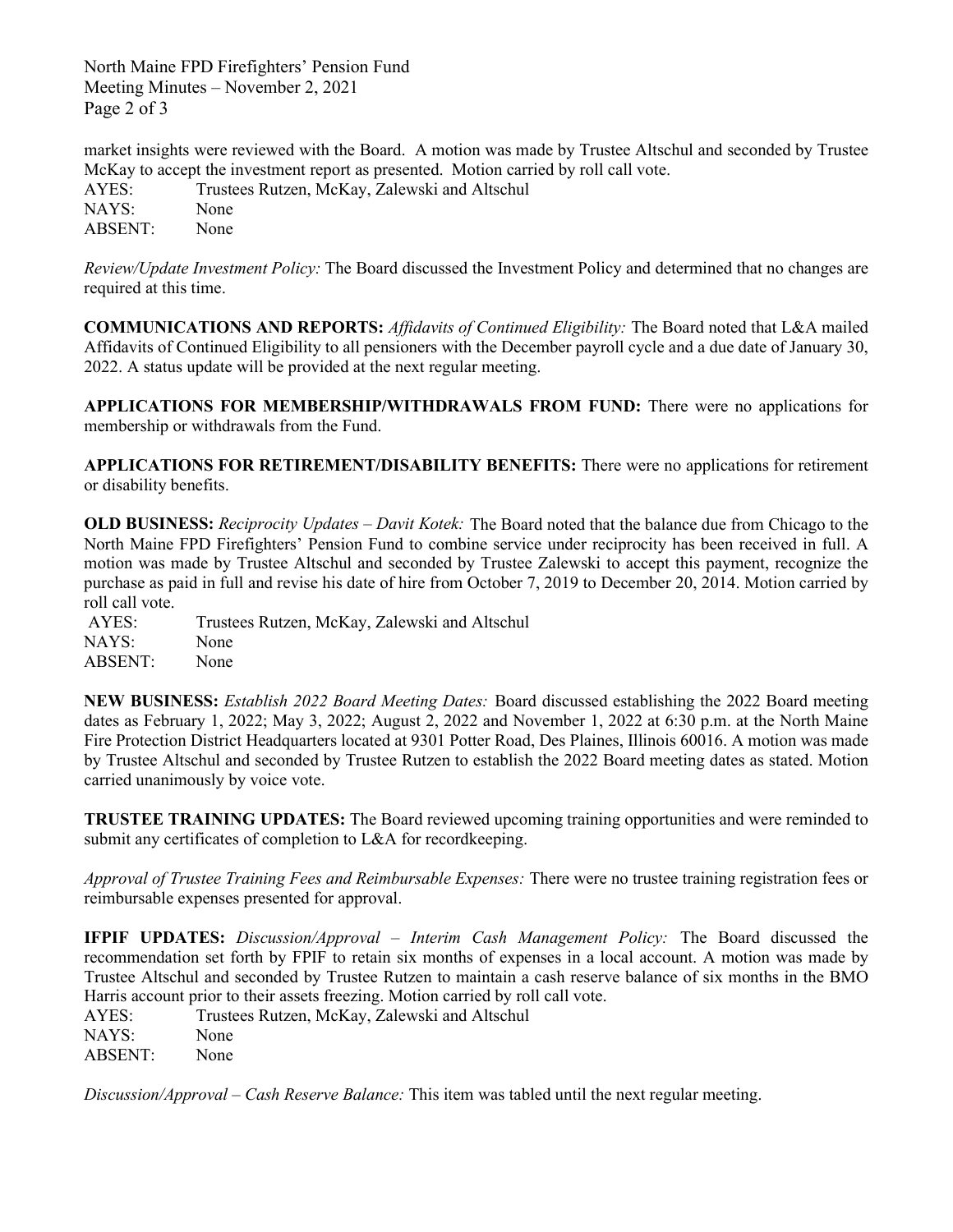market insights were reviewed with the Board. A motion was made by Trustee Altschul and seconded by Trustee McKay to accept the investment report as presented. Motion carried by roll call vote.

AYES: Trustees Rutzen, McKay, Zalewski and Altschul
NAYS: None
ABSENT: None

*Review/Update Investment Policy:* The Board discussed the Investment Policy and determined that no changes are required at this time.

**COMMUNICATIONS AND REPORTS:** *Affidavits of Continued Eligibility:* The Board noted that L&A mailed Affidavits of Continued Eligibility to all pensioners with the December payroll cycle and a due date of January 30, 2022. A status update will be provided at the next regular meeting.

**APPLICATIONS FOR MEMBERSHIP/WITHDRAWALS FROM FUND:** There were no applications for membership or withdrawals from the Fund.

**APPLICATIONS FOR RETIREMENT/DISABILITY BENEFITS:** There were no applications for retirement or disability benefits.

**OLD BUSINESS:** *Reciprocity Updates – Davit Kotek:* The Board noted that the balance due from Chicago to the North Maine FPD Firefighters' Pension Fund to combine service under reciprocity has been received in full. A motion was made by Trustee Altschul and seconded by Trustee Zalewski to accept this payment, recognize the purchase as paid in full and revise his date of hire from October 7, 2019 to December 20, 2014. Motion carried by roll call vote.

AYES: Trustees Rutzen, McKay, Zalewski and Altschul
NAYS: None
ABSENT: None

**NEW BUSINESS:** *Establish 2022 Board Meeting Dates:* Board discussed establishing the 2022 Board meeting dates as February 1, 2022; May 3, 2022; August 2, 2022 and November 1, 2022 at 6:30 p.m. at the North Maine Fire Protection District Headquarters located at 9301 Potter Road, Des Plaines, Illinois 60016. A motion was made by Trustee Altschul and seconded by Trustee Rutzen to establish the 2022 Board meeting dates as stated. Motion carried unanimously by voice vote.

**TRUSTEE TRAINING UPDATES:** The Board reviewed upcoming training opportunities and were reminded to submit any certificates of completion to L&A for recordkeeping.

*Approval of Trustee Training Fees and Reimbursable Expenses:* There were no trustee training registration fees or reimbursable expenses presented for approval.

**IFPIF UPDATES:** *Discussion/Approval – Interim Cash Management Policy:* The Board discussed the recommendation set forth by FPIF to retain six months of expenses in a local account. A motion was made by Trustee Altschul and seconded by Trustee Rutzen to maintain a cash reserve balance of six months in the BMO Harris account prior to their assets freezing. Motion carried by roll call vote.

AYES: Trustees Rutzen, McKay, Zalewski and Altschul
NAYS: None
ABSENT: None

*Discussion/Approval – Cash Reserve Balance:* This item was tabled until the next regular meeting.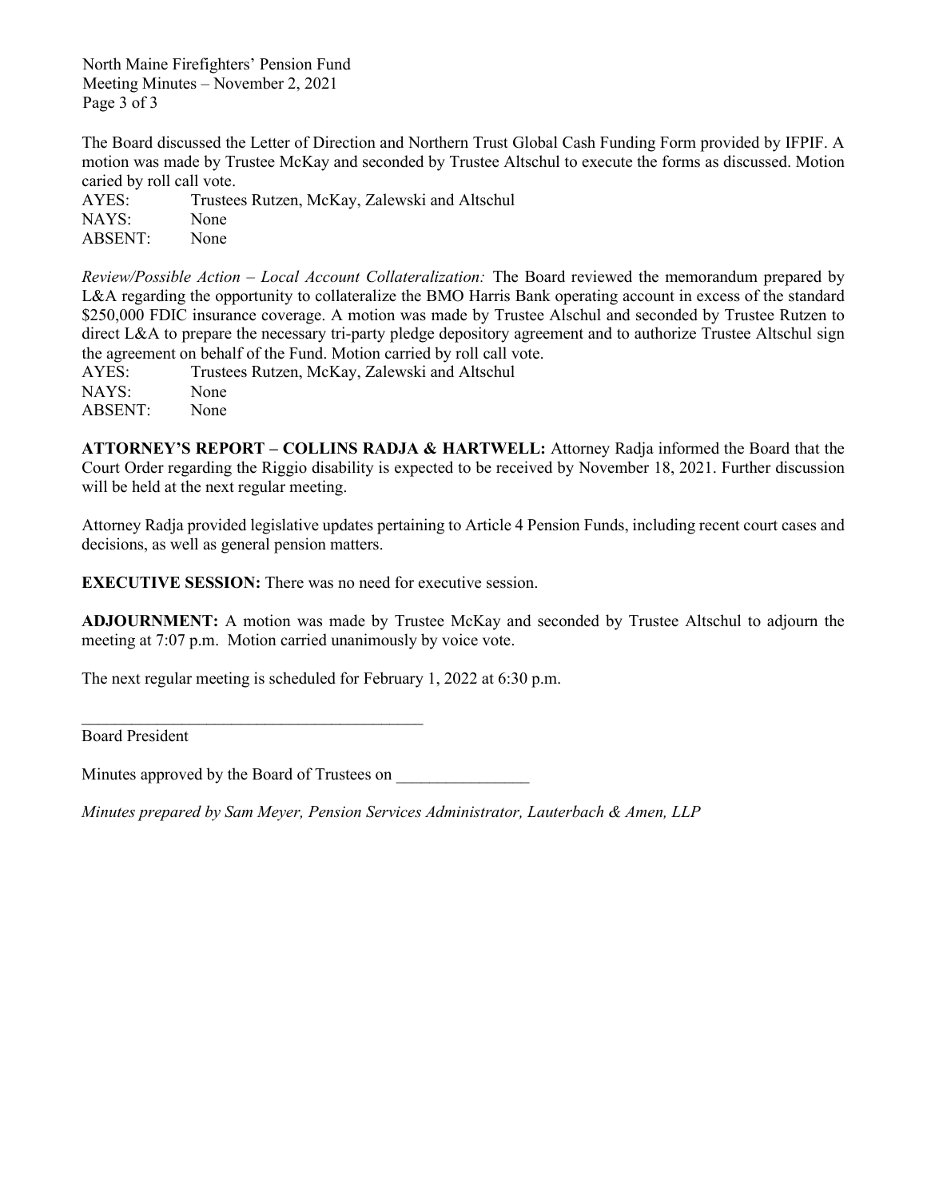The Board discussed the Letter of Direction and Northern Trust Global Cash Funding Form provided by IFPIF. A motion was made by Trustee McKay and seconded by Trustee Altschul to execute the forms as discussed. Motion caried by roll call vote.

AYES: Trustees Rutzen, McKay, Zalewski and Altschul
NAYS: None
ABSENT: None

*Review/Possible Action – Local Account Collateralization:* The Board reviewed the memorandum prepared by L&A regarding the opportunity to collateralize the BMO Harris Bank operating account in excess of the standard $250,000 FDIC insurance coverage. A motion was made by Trustee Alschul and seconded by Trustee Rutzen to direct L&A to prepare the necessary tri-party pledge depository agreement and to authorize Trustee Altschul sign the agreement on behalf of the Fund. Motion carried by roll call vote.

AYES: Trustees Rutzen, McKay, Zalewski and Altschul
NAYS: None
ABSENT: None

**ATTORNEY'S REPORT – COLLINS RADJA & HARTWELL:** Attorney Radja informed the Board that the Court Order regarding the Riggio disability is expected to be received by November 18, 2021. Further discussion will be held at the next regular meeting.

Attorney Radja provided legislative updates pertaining to Article 4 Pension Funds, including recent court cases and decisions, as well as general pension matters.

**EXECUTIVE SESSION:** There was no need for executive session.

**ADJOURNMENT:** A motion was made by Trustee McKay and seconded by Trustee Altschul to adjourn the meeting at 7:07 p.m. Motion carried unanimously by voice vote.

The next regular meeting is scheduled for February 1, 2022 at 6:30 p.m.

\_\_\_\_\_\_\_\_\_\_\_\_\_\_\_\_\_\_\_\_\_\_\_\_\_\_\_\_\_\_\_\_\_\_\_\_\_\_\_\_\_\_

Board President

Minutes approved by the Board of Trustees on \_\_\_\_\_\_\_\_\_\_\_\_\_\_\_\_

*Minutes prepared by Sam Meyer, Pension Services Administrator, Lauterbach & Amen, LLP*